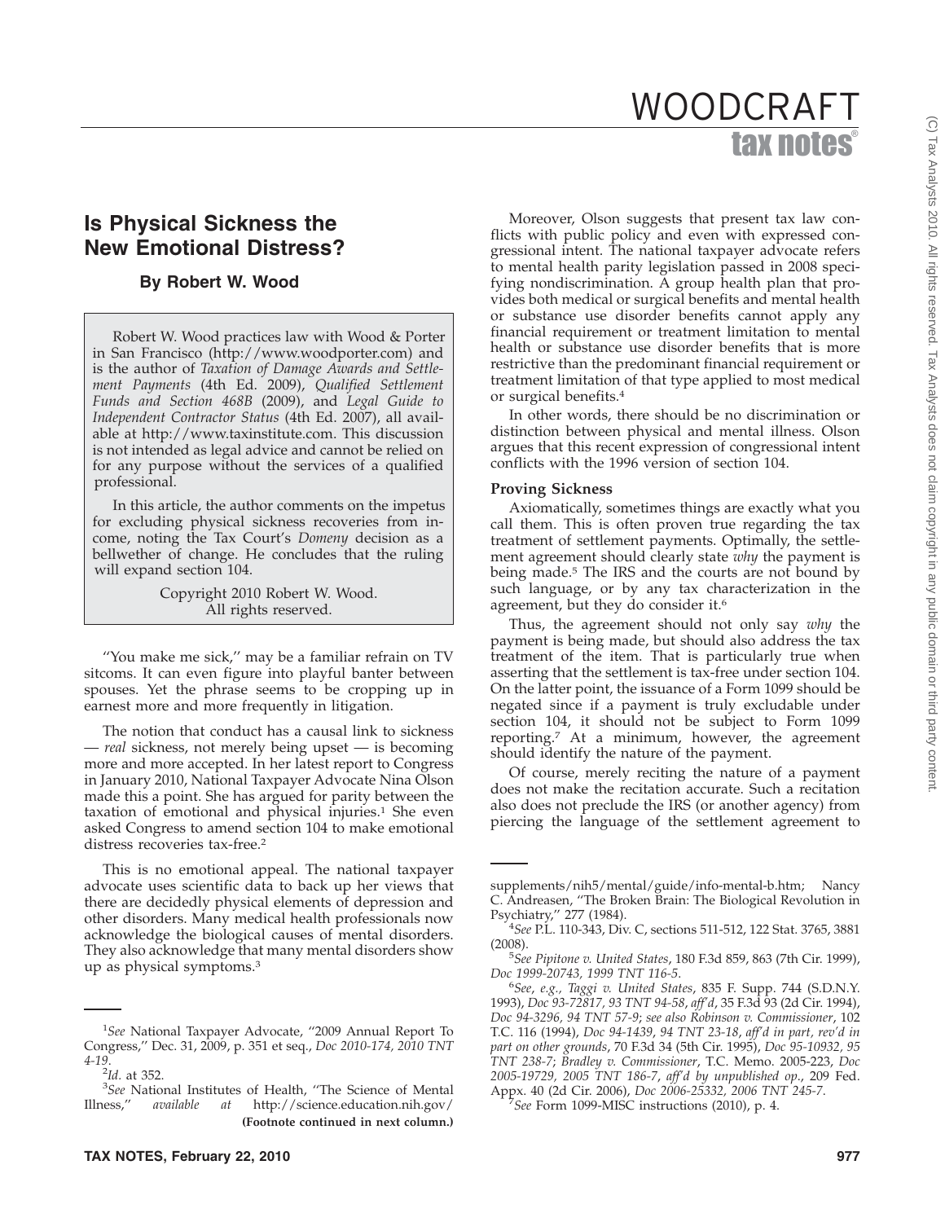# Is Physical Sickness the New Emotional Distress?

**By Robert W. Wood**

Robert W. Wood practices law with Wood & Porter in San Francisco (http://www.woodporter.com) and is the author of *Taxation of Damage Awards and Settlement Payments* (4th Ed. 2009), *Qualified Settlement Funds and Section 468B* (2009), and *Legal Guide to Independent Contractor Status* (4th Ed. 2007), all available at http://www.taxinstitute.com. This discussion is not intended as legal advice and cannot be relied on for any purpose without the services of a qualified professional.

In this article, the author comments on the impetus for excluding physical sickness recoveries from income, noting the Tax Court's *Domeny* decision as a bellwether of change. He concludes that the ruling will expand section 104.

Copyright 2010 Robert W. Wood.
All rights reserved.

''You make me sick,'' may be a familiar refrain on TV sitcoms. It can even figure into playful banter between spouses. Yet the phrase seems to be cropping up in earnest more and more frequently in litigation.

The notion that conduct has a causal link to sickness — *real* sickness, not merely being upset — is becoming more and more accepted. In her latest report to Congress in January 2010, National Taxpayer Advocate Nina Olson made this a point. She has argued for parity between the taxation of emotional and physical injuries.[1] She even asked Congress to amend section 104 to make emotional distress recoveries tax-free.[2]

This is no emotional appeal. The national taxpayer advocate uses scientific data to back up her views that there are decidedly physical elements of depression and other disorders. Many medical health professionals now acknowledge the biological causes of mental disorders. They also acknowledge that many mental disorders show up as physical symptoms.[3]

Moreover, Olson suggests that present tax law conflicts with public policy and even with expressed congressional intent. The national taxpayer advocate refers to mental health parity legislation passed in 2008 specifying nondiscrimination. A group health plan that provides both medical or surgical benefits and mental health or substance use disorder benefits cannot apply any financial requirement or treatment limitation to mental health or substance use disorder benefits that is more restrictive than the predominant financial requirement or treatment limitation of that type applied to most medical or surgical benefits.[4]

In other words, there should be no discrimination or distinction between physical and mental illness. Olson argues that this recent expression of congressional intent conflicts with the 1996 version of section 104.

### Proving Sickness

Axiomatically, sometimes things are exactly what you call them. This is often proven true regarding the tax treatment of settlement payments. Optimally, the settlement agreement should clearly state *why* the payment is being made.[5] The IRS and the courts are not bound by such language, or by any tax characterization in the agreement, but they do consider it.[6]

Thus, the agreement should not only say *why* the payment is being made, but should also address the tax treatment of the item. That is particularly true when asserting that the settlement is tax-free under section 104. On the latter point, the issuance of a Form 1099 should be negated since if a payment is truly excludable under section 104, it should not be subject to Form 1099 reporting.[7] At a minimum, however, the agreement should identify the nature of the payment.

Of course, merely reciting the nature of a payment does not make the recitation accurate. Such a recitation also does not preclude the IRS (or another agency) from piercing the language of the settlement agreement to

---

[1] *See* National Taxpayer Advocate, ''2009 Annual Report To Congress,'' Dec. 31, 2009, p. 351 et seq., *Doc 2010-174, 2010 TNT 4-19*.

[2] *Id.* at 352.

[3] *See* National Institutes of Health, ''The Science of Mental Illness,'' *available at* http://science.education.nih.gov/supplements/nih5/mental/guide/info-mental-b.htm; Nancy C. Andreasen, ''The Broken Brain: The Biological Revolution in Psychiatry,'' 277 (1984).

[4] *See* P.L. 110-343, Div. C, sections 511-512, 122 Stat. 3765, 3881 (2008).

[5] *See Pipitone v. United States*, 180 F.3d 859, 863 (7th Cir. 1999), *Doc 1999-20743, 1999 TNT 116-5*.

[6] *See*, *e.g.*, *Taggi v. United States*, 835 F. Supp. 744 (S.D.N.Y. 1993), *Doc 93-72817, 93 TNT 94-58*, *aff'd*, 35 F.3d 93 (2d Cir. 1994), *Doc 94-3296, 94 TNT 57-9*; *see also Robinson v. Commissioner*, 102 T.C. 116 (1994), *Doc 94-1439, 94 TNT 23-18*, *aff'd in part, rev'd in part on other grounds*, 70 F.3d 34 (5th Cir. 1995), *Doc 95-10932, 95 TNT 238-7*; *Bradley v. Commissioner*, T.C. Memo. 2005-223, *Doc 2005-19729, 2005 TNT 186-7*, *aff'd by unpublished op.*, 209 Fed. Appx. 40 (2d Cir. 2006), *Doc 2006-25332, 2006 TNT 245-7*.

[7] *See* Form 1099-MISC instructions (2010), p. 4.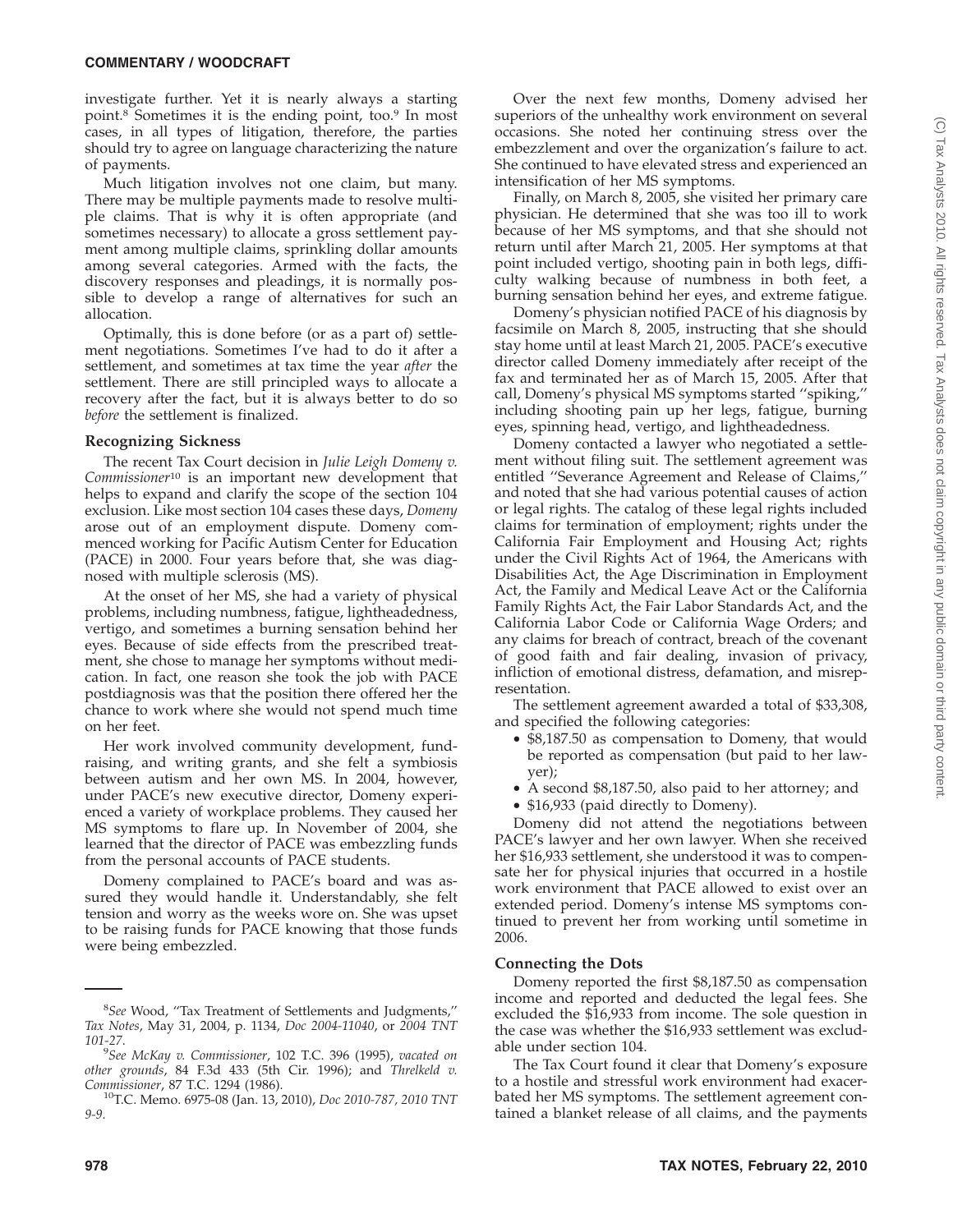investigate further. Yet it is nearly always a starting point.[8] Sometimes it is the ending point, too.[9] In most cases, in all types of litigation, therefore, the parties should try to agree on language characterizing the nature of payments.

Much litigation involves not one claim, but many. There may be multiple payments made to resolve multiple claims. That is why it is often appropriate (and sometimes necessary) to allocate a gross settlement payment among multiple claims, sprinkling dollar amounts among several categories. Armed with the facts, the discovery responses and pleadings, it is normally possible to develop a range of alternatives for such an allocation.

Optimally, this is done before (or as a part of) settlement negotiations. Sometimes I've had to do it after a settlement, and sometimes at tax time the year *after* the settlement. There are still principled ways to allocate a recovery after the fact, but it is always better to do so *before* the settlement is finalized.

### Recognizing Sickness

The recent Tax Court decision in *Julie Leigh Domeny v. Commissioner*[10] is an important new development that helps to expand and clarify the scope of the section 104 exclusion. Like most section 104 cases these days, *Domeny* arose out of an employment dispute. Domeny commenced working for Pacific Autism Center for Education (PACE) in 2000. Four years before that, she was diagnosed with multiple sclerosis (MS).

At the onset of her MS, she had a variety of physical problems, including numbness, fatigue, lightheadedness, vertigo, and sometimes a burning sensation behind her eyes. Because of side effects from the prescribed treatment, she chose to manage her symptoms without medication. In fact, one reason she took the job with PACE postdiagnosis was that the position there offered her the chance to work where she would not spend much time on her feet.

Her work involved community development, fundraising, and writing grants, and she felt a symbiosis between autism and her own MS. In 2004, however, under PACE's new executive director, Domeny experienced a variety of workplace problems. They caused her MS symptoms to flare up. In November of 2004, she learned that the director of PACE was embezzling funds from the personal accounts of PACE students.

Domeny complained to PACE's board and was assured they would handle it. Understandably, she felt tension and worry as the weeks wore on. She was upset to be raising funds for PACE knowing that those funds were being embezzled.

Over the next few months, Domeny advised her superiors of the unhealthy work environment on several occasions. She noted her continuing stress over the embezzlement and over the organization's failure to act. She continued to have elevated stress and experienced an intensification of her MS symptoms.

Finally, on March 8, 2005, she visited her primary care physician. He determined that she was too ill to work because of her MS symptoms, and that she should not return until after March 21, 2005. Her symptoms at that point included vertigo, shooting pain in both legs, difficulty walking because of numbness in both feet, a burning sensation behind her eyes, and extreme fatigue.

Domeny's physician notified PACE of his diagnosis by facsimile on March 8, 2005, instructing that she should stay home until at least March 21, 2005. PACE's executive director called Domeny immediately after receipt of the fax and terminated her as of March 15, 2005. After that call, Domeny's physical MS symptoms started "spiking," including shooting pain up her legs, fatigue, burning eyes, spinning head, vertigo, and lightheadedness.

Domeny contacted a lawyer who negotiated a settlement without filing suit. The settlement agreement was entitled "Severance Agreement and Release of Claims," and noted that she had various potential causes of action or legal rights. The catalog of these legal rights included claims for termination of employment; rights under the California Fair Employment and Housing Act; rights under the Civil Rights Act of 1964, the Americans with Disabilities Act, the Age Discrimination in Employment Act, the Family and Medical Leave Act or the California Family Rights Act, the Fair Labor Standards Act, and the California Labor Code or California Wage Orders; and any claims for breach of contract, breach of the covenant of good faith and fair dealing, invasion of privacy, infliction of emotional distress, defamation, and misrepresentation.

The settlement agreement awarded a total of $33,308, and specified the following categories:

- $8,187.50 as compensation to Domeny, that would be reported as compensation (but paid to her lawyer);
- A second $8,187.50, also paid to her attorney; and
- $16,933 (paid directly to Domeny).

Domeny did not attend the negotiations between PACE's lawyer and her own lawyer. When she received her $16,933 settlement, she understood it was to compensate her for physical injuries that occurred in a hostile work environment that PACE allowed to exist over an extended period. Domeny's intense MS symptoms continued to prevent her from working until sometime in 2006.

### Connecting the Dots

Domeny reported the first $8,187.50 as compensation income and reported and deducted the legal fees. She excluded the $16,933 from income. The sole question in the case was whether the $16,933 settlement was excludable under section 104.

The Tax Court found it clear that Domeny's exposure to a hostile and stressful work environment had exacerbated her MS symptoms. The settlement agreement contained a blanket release of all claims, and the payments

---

[8]*See* Wood, "Tax Treatment of Settlements and Judgments," *Tax Notes*, May 31, 2004, p. 1134, *Doc 2004-11040*, or *2004 TNT 101-27*.

[9]*See McKay v. Commissioner*, 102 T.C. 396 (1995), *vacated on other grounds*, 84 F.3d 433 (5th Cir. 1996); and *Threlkeld v. Commissioner*, 87 T.C. 1294 (1986).

[10]T.C. Memo. 6975-08 (Jan. 13, 2010), *Doc 2010-787*, *2010 TNT 9-9*.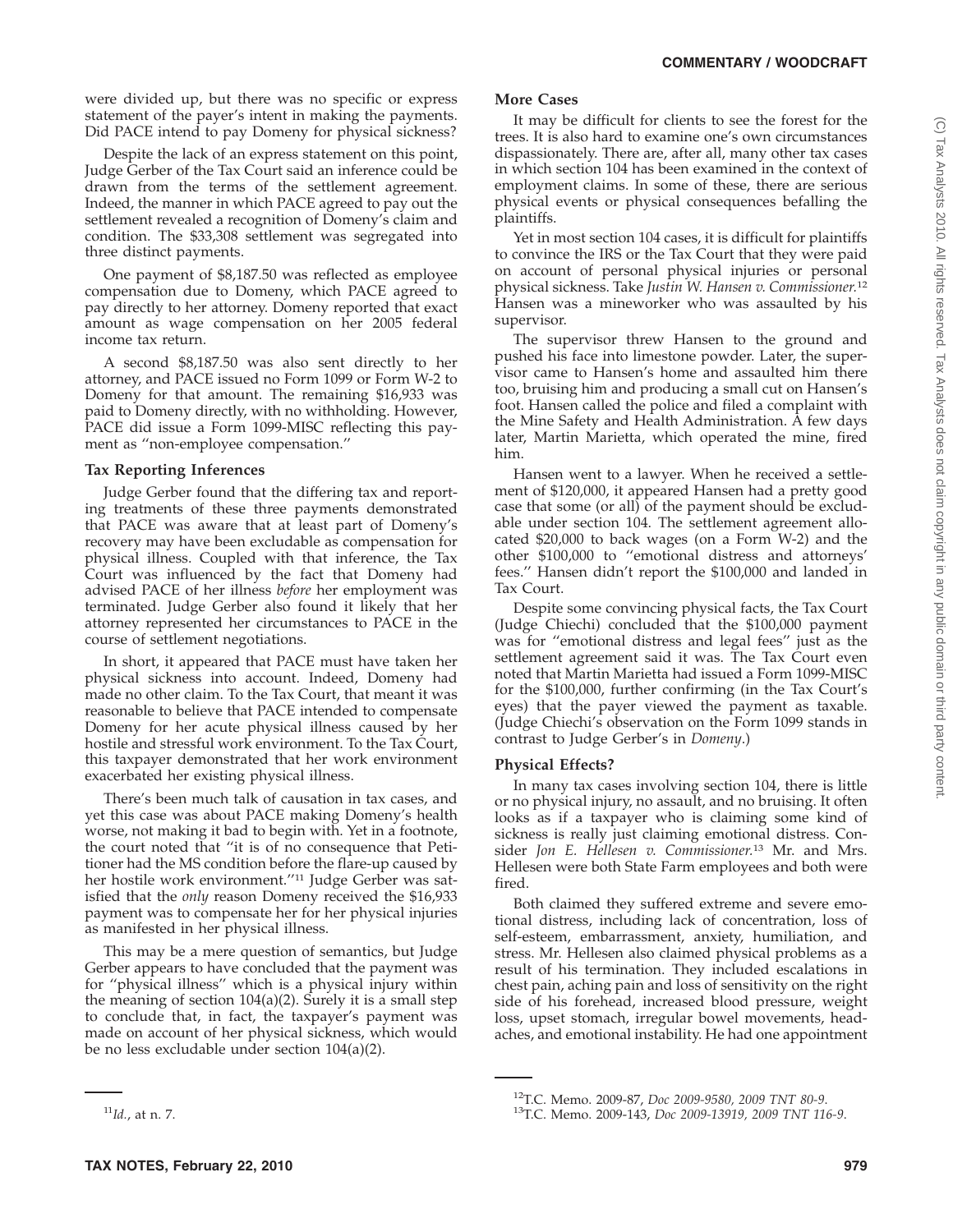were divided up, but there was no specific or express statement of the payer's intent in making the payments. Did PACE intend to pay Domeny for physical sickness?

Despite the lack of an express statement on this point, Judge Gerber of the Tax Court said an inference could be drawn from the terms of the settlement agreement. Indeed, the manner in which PACE agreed to pay out the settlement revealed a recognition of Domeny's claim and condition. The $33,308 settlement was segregated into three distinct payments.

One payment of $8,187.50 was reflected as employee compensation due to Domeny, which PACE agreed to pay directly to her attorney. Domeny reported that exact amount as wage compensation on her 2005 federal income tax return.

A second $8,187.50 was also sent directly to her attorney, and PACE issued no Form 1099 or Form W-2 to Domeny for that amount. The remaining $16,933 was paid to Domeny directly, with no withholding. However, PACE did issue a Form 1099-MISC reflecting this payment as "non-employee compensation."

**Tax Reporting Inferences**

Judge Gerber found that the differing tax and reporting treatments of these three payments demonstrated that PACE was aware that at least part of Domeny's recovery may have been excludable as compensation for physical illness. Coupled with that inference, the Tax Court was influenced by the fact that Domeny had advised PACE of her illness *before* her employment was terminated. Judge Gerber also found it likely that her attorney represented her circumstances to PACE in the course of settlement negotiations.

In short, it appeared that PACE must have taken her physical sickness into account. Indeed, Domeny had made no other claim. To the Tax Court, that meant it was reasonable to believe that PACE intended to compensate Domeny for her acute physical illness caused by her hostile and stressful work environment. To the Tax Court, this taxpayer demonstrated that her work environment exacerbated her existing physical illness.

There's been much talk of causation in tax cases, and yet this case was about PACE making Domeny's health worse, not making it bad to begin with. Yet in a footnote, the court noted that "it is of no consequence that Petitioner had the MS condition before the flare-up caused by her hostile work environment."[11] Judge Gerber was satisfied that the *only* reason Domeny received the $16,933 payment was to compensate her for her physical injuries as manifested in her physical illness.

This may be a mere question of semantics, but Judge Gerber appears to have concluded that the payment was for "physical illness" which is a physical injury within the meaning of section 104(a)(2). Surely it is a small step to conclude that, in fact, the taxpayer's payment was made on account of her physical sickness, which would be no less excludable under section 104(a)(2).

[11]*Id.*, at n. 7.

**More Cases**

It may be difficult for clients to see the forest for the trees. It is also hard to examine one's own circumstances dispassionately. There are, after all, many other tax cases in which section 104 has been examined in the context of employment claims. In some of these, there are serious physical events or physical consequences befalling the plaintiffs.

Yet in most section 104 cases, it is difficult for plaintiffs to convince the IRS or the Tax Court that they were paid on account of personal physical injuries or personal physical sickness. Take *Justin W. Hansen v. Commissioner.*[12] Hansen was a mineworker who was assaulted by his supervisor.

The supervisor threw Hansen to the ground and pushed his face into limestone powder. Later, the supervisor came to Hansen's home and assaulted him there too, bruising him and producing a small cut on Hansen's foot. Hansen called the police and filed a complaint with the Mine Safety and Health Administration. A few days later, Martin Marietta, which operated the mine, fired him.

Hansen went to a lawyer. When he received a settlement of $120,000, it appeared Hansen had a pretty good case that some (or all) of the payment should be excludable under section 104. The settlement agreement allocated $20,000 to back wages (on a Form W-2) and the other $100,000 to "emotional distress and attorneys' fees." Hansen didn't report the $100,000 and landed in Tax Court.

Despite some convincing physical facts, the Tax Court (Judge Chiechi) concluded that the $100,000 payment was for "emotional distress and legal fees" just as the settlement agreement said it was. The Tax Court even noted that Martin Marietta had issued a Form 1099-MISC for the $100,000, further confirming (in the Tax Court's eyes) that the payer viewed the payment as taxable. (Judge Chiechi's observation on the Form 1099 stands in contrast to Judge Gerber's in *Domeny*.)

**Physical Effects?**

In many tax cases involving section 104, there is little or no physical injury, no assault, and no bruising. It often looks as if a taxpayer who is claiming some kind of sickness is really just claiming emotional distress. Consider *Jon E. Hellesen v. Commissioner.*[13] Mr. and Mrs. Hellesen were both State Farm employees and both were fired.

Both claimed they suffered extreme and severe emotional distress, including lack of concentration, loss of self-esteem, embarrassment, anxiety, humiliation, and stress. Mr. Hellesen also claimed physical problems as a result of his termination. They included escalations in chest pain, aching pain and loss of sensitivity on the right side of his forehead, increased blood pressure, weight loss, upset stomach, irregular bowel movements, headaches, and emotional instability. He had one appointment

[12]T.C. Memo. 2009-87, *Doc 2009-9580, 2009 TNT 80-9.*

[13]T.C. Memo. 2009-143, *Doc 2009-13919, 2009 TNT 116-9.*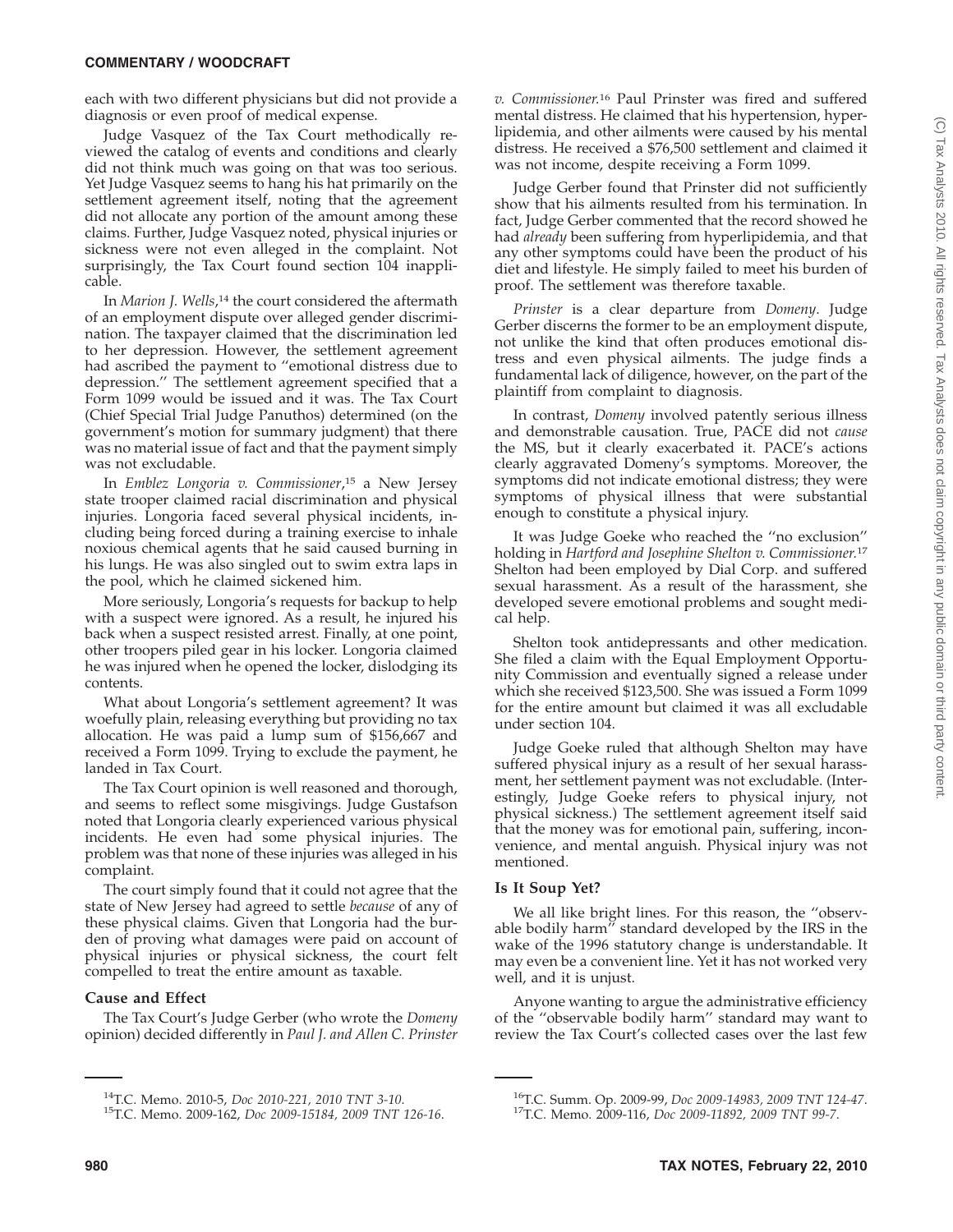each with two different physicians but did not provide a diagnosis or even proof of medical expense.

Judge Vasquez of the Tax Court methodically reviewed the catalog of events and conditions and clearly did not think much was going on that was too serious. Yet Judge Vasquez seems to hang his hat primarily on the settlement agreement itself, noting that the agreement did not allocate any portion of the amount among these claims. Further, Judge Vasquez noted, physical injuries or sickness were not even alleged in the complaint. Not surprisingly, the Tax Court found section 104 inapplicable.

In *Marion J. Wells*,[14] the court considered the aftermath of an employment dispute over alleged gender discrimination. The taxpayer claimed that the discrimination led to her depression. However, the settlement agreement had ascribed the payment to "emotional distress due to depression." The settlement agreement specified that a Form 1099 would be issued and it was. The Tax Court (Chief Special Trial Judge Panuthos) determined (on the government's motion for summary judgment) that there was no material issue of fact and that the payment simply was not excludable.

In *Emblez Longoria v. Commissioner*,[15] a New Jersey state trooper claimed racial discrimination and physical injuries. Longoria faced several physical incidents, including being forced during a training exercise to inhale noxious chemical agents that he said caused burning in his lungs. He was also singled out to swim extra laps in the pool, which he claimed sickened him.

More seriously, Longoria's requests for backup to help with a suspect were ignored. As a result, he injured his back when a suspect resisted arrest. Finally, at one point, other troopers piled gear in his locker. Longoria claimed he was injured when he opened the locker, dislodging its contents.

What about Longoria's settlement agreement? It was woefully plain, releasing everything but providing no tax allocation. He was paid a lump sum of $156,667 and received a Form 1099. Trying to exclude the payment, he landed in Tax Court.

The Tax Court opinion is well reasoned and thorough, and seems to reflect some misgivings. Judge Gustafson noted that Longoria clearly experienced various physical incidents. He even had some physical injuries. The problem was that none of these injuries was alleged in his complaint.

The court simply found that it could not agree that the state of New Jersey had agreed to settle *because* of any of these physical claims. Given that Longoria had the burden of proving what damages were paid on account of physical injuries or physical sickness, the court felt compelled to treat the entire amount as taxable.

### Cause and Effect

The Tax Court's Judge Gerber (who wrote the *Domeny* opinion) decided differently in *Paul J. and Allen C. Prinster v. Commissioner.*[16] Paul Prinster was fired and suffered mental distress. He claimed that his hypertension, hyperlipidemia, and other ailments were caused by his mental distress. He received a $76,500 settlement and claimed it was not income, despite receiving a Form 1099.

Judge Gerber found that Prinster did not sufficiently show that his ailments resulted from his termination. In fact, Judge Gerber commented that the record showed he had *already* been suffering from hyperlipidemia, and that any other symptoms could have been the product of his diet and lifestyle. He simply failed to meet his burden of proof. The settlement was therefore taxable.

*Prinster* is a clear departure from *Domeny*. Judge Gerber discerns the former to be an employment dispute, not unlike the kind that often produces emotional distress and even physical ailments. The judge finds a fundamental lack of diligence, however, on the part of the plaintiff from complaint to diagnosis.

In contrast, *Domeny* involved patently serious illness and demonstrable causation. True, PACE did not *cause* the MS, but it clearly exacerbated it. PACE's actions clearly aggravated Domeny's symptoms. Moreover, the symptoms did not indicate emotional distress; they were symptoms of physical illness that were substantial enough to constitute a physical injury.

It was Judge Goeke who reached the "no exclusion" holding in *Hartford and Josephine Shelton v. Commissioner.*[17] Shelton had been employed by Dial Corp. and suffered sexual harassment. As a result of the harassment, she developed severe emotional problems and sought medical help.

Shelton took antidepressants and other medication. She filed a claim with the Equal Employment Opportunity Commission and eventually signed a release under which she received $123,500. She was issued a Form 1099 for the entire amount but claimed it was all excludable under section 104.

Judge Goeke ruled that although Shelton may have suffered physical injury as a result of her sexual harassment, her settlement payment was not excludable. (Interestingly, Judge Goeke refers to physical injury, not physical sickness.) The settlement agreement itself said that the money was for emotional pain, suffering, inconvenience, and mental anguish. Physical injury was not mentioned.

### Is It Soup Yet?

We all like bright lines. For this reason, the "observable bodily harm" standard developed by the IRS in the wake of the 1996 statutory change is understandable. It may even be a convenient line. Yet it has not worked very well, and it is unjust.

Anyone wanting to argue the administrative efficiency of the "observable bodily harm" standard may want to review the Tax Court's collected cases over the last few

---

[14] T.C. Memo. 2010-5, *Doc 2010-221, 2010 TNT 3-10.*

[15] T.C. Memo. 2009-162, *Doc 2009-15184, 2009 TNT 126-16.*

[16] T.C. Summ. Op. 2009-99, *Doc 2009-14983, 2009 TNT 124-47.*

[17] T.C. Memo. 2009-116, *Doc 2009-11892, 2009 TNT 99-7.*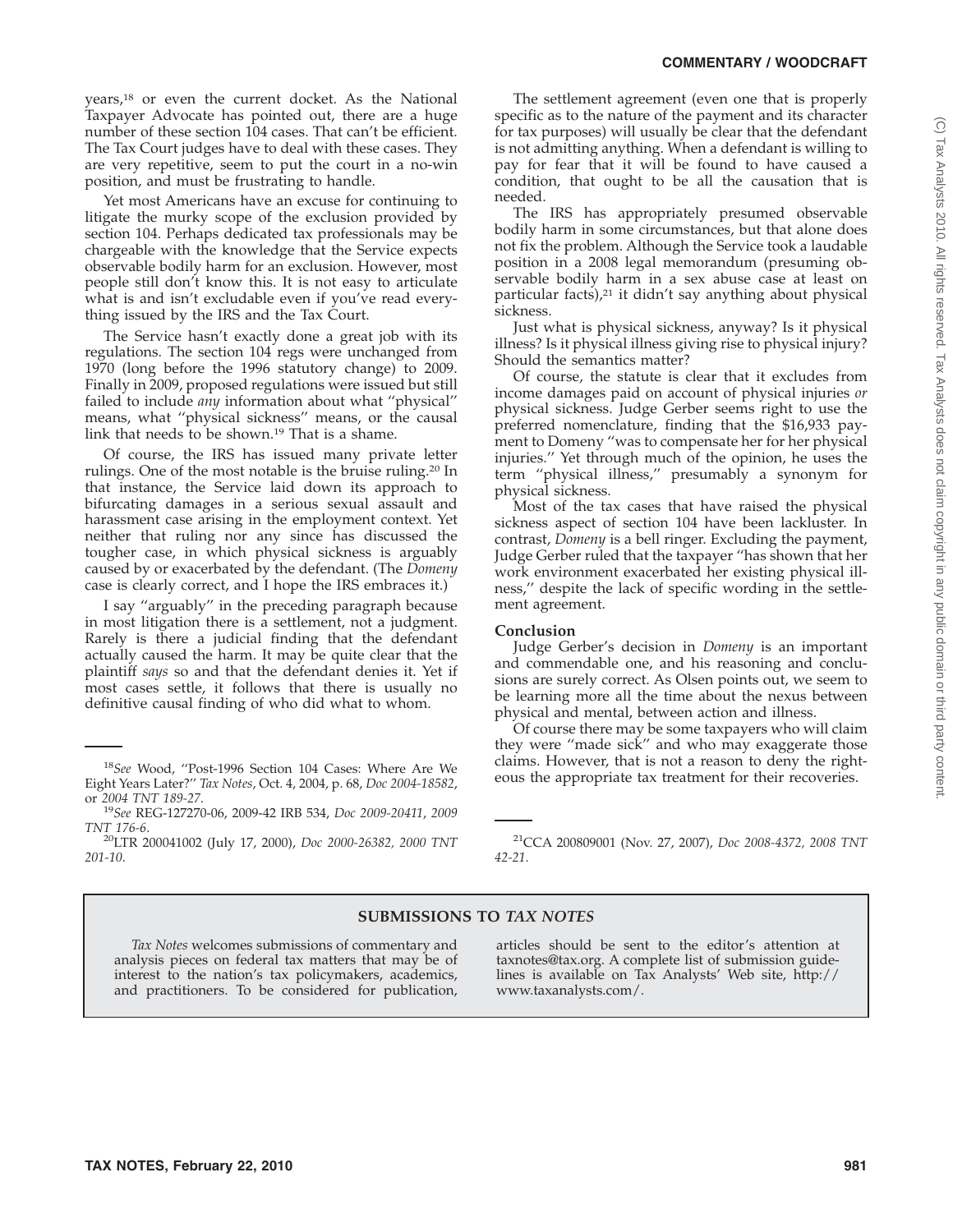years,[18] or even the current docket. As the National Taxpayer Advocate has pointed out, there are a huge number of these section 104 cases. That can't be efficient. The Tax Court judges have to deal with these cases. They are very repetitive, seem to put the court in a no-win position, and must be frustrating to handle.

Yet most Americans have an excuse for continuing to litigate the murky scope of the exclusion provided by section 104. Perhaps dedicated tax professionals may be chargeable with the knowledge that the Service expects observable bodily harm for an exclusion. However, most people still don't know this. It is not easy to articulate what is and isn't excludable even if you've read everything issued by the IRS and the Tax Court.

The Service hasn't exactly done a great job with its regulations. The section 104 regs were unchanged from 1970 (long before the 1996 statutory change) to 2009. Finally in 2009, proposed regulations were issued but still failed to include *any* information about what ''physical'' means, what ''physical sickness'' means, or the causal link that needs to be shown.[19] That is a shame.

Of course, the IRS has issued many private letter rulings. One of the most notable is the bruise ruling.[20] In that instance, the Service laid down its approach to bifurcating damages in a serious sexual assault and harassment case arising in the employment context. Yet neither that ruling nor any since has discussed the tougher case, in which physical sickness is arguably caused by or exacerbated by the defendant. (The *Domeny* case is clearly correct, and I hope the IRS embraces it.)

I say ''arguably'' in the preceding paragraph because in most litigation there is a settlement, not a judgment. Rarely is there a judicial finding that the defendant actually caused the harm. It may be quite clear that the plaintiff *says* so and that the defendant denies it. Yet if most cases settle, it follows that there is usually no definitive causal finding of who did what to whom.

The settlement agreement (even one that is properly specific as to the nature of the payment and its character for tax purposes) will usually be clear that the defendant is not admitting anything. When a defendant is willing to pay for fear that it will be found to have caused a condition, that ought to be all the causation that is needed.

The IRS has appropriately presumed observable bodily harm in some circumstances, but that alone does not fix the problem. Although the Service took a laudable position in a 2008 legal memorandum (presuming observable bodily harm in a sex abuse case at least on particular facts),[21] it didn't say anything about physical sickness.

Just what is physical sickness, anyway? Is it physical illness? Is it physical illness giving rise to physical injury? Should the semantics matter?

Of course, the statute is clear that it excludes from income damages paid on account of physical injuries *or* physical sickness. Judge Gerber seems right to use the preferred nomenclature, finding that the $16,933 payment to Domeny ''was to compensate her for her physical injuries.'' Yet through much of the opinion, he uses the term ''physical illness,'' presumably a synonym for physical sickness.

Most of the tax cases that have raised the physical sickness aspect of section 104 have been lackluster. In contrast, *Domeny* is a bell ringer. Excluding the payment, Judge Gerber ruled that the taxpayer ''has shown that her work environment exacerbated her existing physical illness,'' despite the lack of specific wording in the settlement agreement.

**Conclusion**

Judge Gerber's decision in *Domeny* is an important and commendable one, and his reasoning and conclusions are surely correct. As Olsen points out, we seem to be learning more all the time about the nexus between physical and mental, between action and illness.

Of course there may be some taxpayers who will claim they were ''made sick'' and who may exaggerate those claims. However, that is not a reason to deny the righteous the appropriate tax treatment for their recoveries.

---

[18] *See* Wood, ''Post-1996 Section 104 Cases: Where Are We Eight Years Later?'' *Tax Notes*, Oct. 4, 2004, p. 68, *Doc 2004-18582*, or *2004 TNT 189-27*.

[19] *See* REG-127270-06, 2009-42 IRB 534, *Doc 2009-20411*, *2009 TNT 176-6*.

[20] LTR 200041002 (July 17, 2000), *Doc 2000-26382*, *2000 TNT 201-10*.

[21] CCA 200809001 (Nov. 27, 2007), *Doc 2008-4372*, *2008 TNT 42-21*.

**SUBMISSIONS TO *TAX NOTES***

*Tax Notes* welcomes submissions of commentary and analysis pieces on federal tax matters that may be of interest to the nation's tax policymakers, academics, and practitioners. To be considered for publication, articles should be sent to the editor's attention at taxnotes@tax.org. A complete list of submission guidelines is available on Tax Analysts' Web site, http://www.taxanalysts.com/.